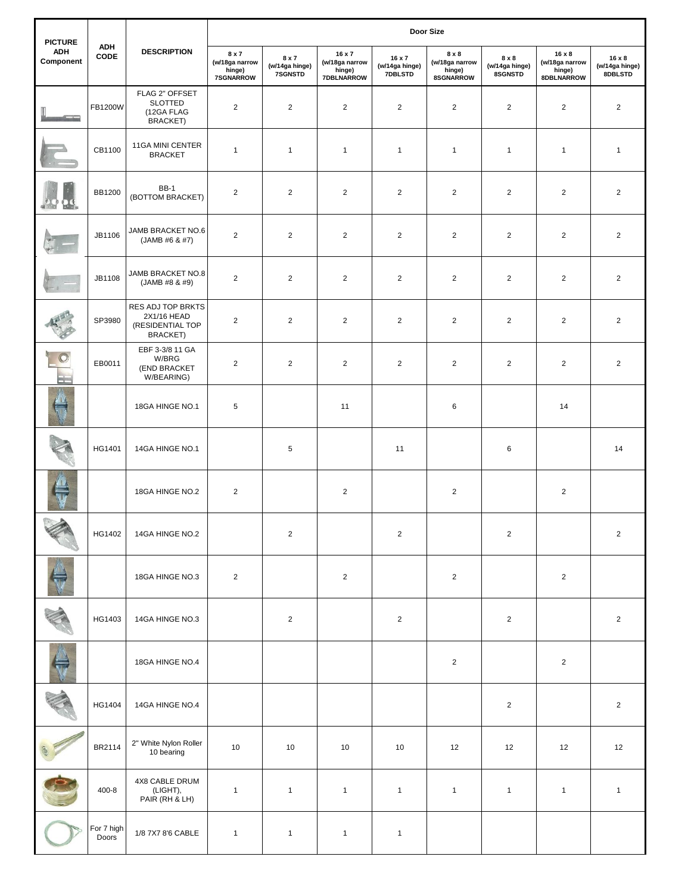| PICTURE ADH Component | ADH CODE | DESCRIPTION | Door Size | | | | | | | |
|---|---|---|---|---|---|---|---|---|---|---|
| | | | 8 x 7 (w/18ga narrow hinge) 7SGNARROW | 8 x 7 (w/14ga hinge) 7SGNSTD | 16 x 7 (w/18ga narrow hinge) 7DBLNARROW | 16 x 7 (w/14ga hinge) 7DBLSTD | 8 x 8 (w/18ga narrow hinge) 8SGNARROW | 8 x 8 (w/14ga hinge) 8SGNSTD | 16 x 8 (w/18ga narrow hinge) 8DBLNARROW | 16 x 8 (w/14ga hinge) 8DBLSTD |
| | FB1200W | FLAG 2" OFFSET SLOTTED (12GA FLAG BRACKET) | 2 | 2 | 2 | 2 | 2 | 2 | 2 | 2 |
| | CB1100 | 11GA MINI CENTER BRACKET | 1 | 1 | 1 | 1 | 1 | 1 | 1 | 1 |
| | BB1200 | BB-1 (BOTTOM BRACKET) | 2 | 2 | 2 | 2 | 2 | 2 | 2 | 2 |
| | JB1106 | JAMB BRACKET NO.6 (JAMB #6 & #7) | 2 | 2 | 2 | 2 | 2 | 2 | 2 | 2 |
| | JB1108 | JAMB BRACKET NO.8 (JAMB #8 & #9) | 2 | 2 | 2 | 2 | 2 | 2 | 2 | 2 |
| | SP3980 | RES ADJ TOP BRKTS 2X1/16 HEAD (RESIDENTIAL TOP BRACKET) | 2 | 2 | 2 | 2 | 2 | 2 | 2 | 2 |
| | EB0011 | EBF 3-3/8 11 GA W/BRG (END BRACKET W/BEARING) | 2 | 2 | 2 | 2 | 2 | 2 | 2 | 2 |
| | | 18GA HINGE NO.1 | 5 | | 11 | | 6 | | 14 | |
| | HG1401 | 14GA HINGE NO.1 | | 5 | | 11 | | 6 | | 14 |
| | | 18GA HINGE NO.2 | 2 | | 2 | | 2 | | 2 | |
| | HG1402 | 14GA HINGE NO.2 | | 2 | | 2 | | 2 | | 2 |
| | | 18GA HINGE NO.3 | 2 | | 2 | | 2 | | 2 | |
| | HG1403 | 14GA HINGE NO.3 | | 2 | | 2 | | 2 | | 2 |
| | | 18GA HINGE NO.4 | | | | | 2 | | 2 | |
| | HG1404 | 14GA HINGE NO.4 | | | | | | 2 | | 2 |
| | BR2114 | 2" White Nylon Roller 10 bearing | 10 | 10 | 10 | 10 | 12 | 12 | 12 | 12 |
| | 400-8 | 4X8 CABLE DRUM (LIGHT), PAIR (RH & LH) | 1 | 1 | 1 | 1 | 1 | 1 | 1 | 1 |
| | For 7 high Doors | 1/8 7X7 8'6 CABLE | 1 | 1 | 1 | 1 | | | | |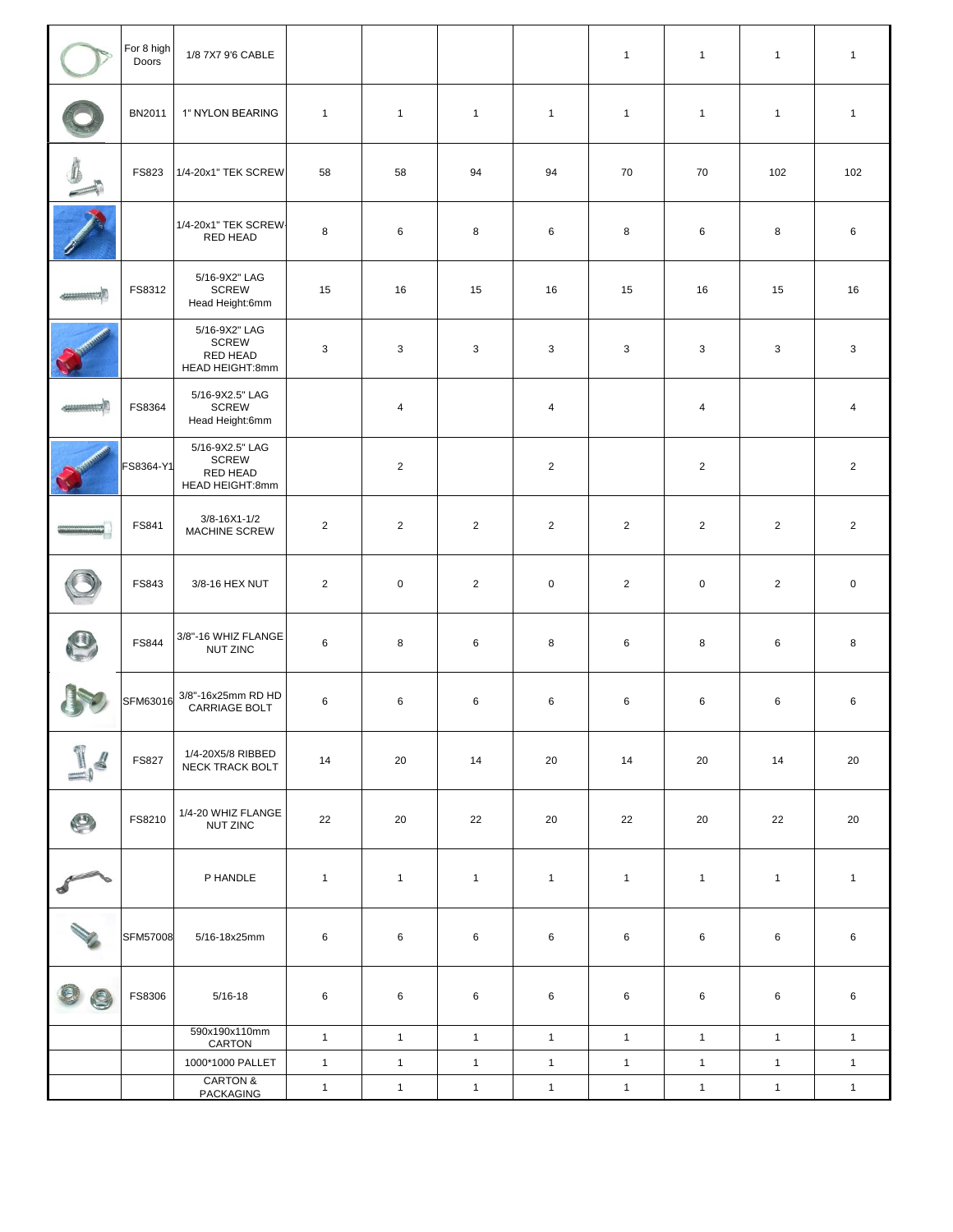| | | | | | | | | | | |
|---|---|---|---|---|---|---|---|---|---|---|
| | For 8 high Doors | 1/8 7X7 9'6 CABLE | | | | | 1 | 1 | 1 | 1 |
| | BN2011 | 1" NYLON BEARING | 1 | 1 | 1 | 1 | 1 | 1 | 1 | 1 |
| | FS823 | 1/4-20x1" TEK SCREW | 58 | 58 | 94 | 94 | 70 | 70 | 102 | 102 |
| | | 1/4-20x1" TEK SCREW-RED HEAD | 8 | 6 | 8 | 6 | 8 | 6 | 8 | 6 |
| | FS8312 | 5/16-9X2" LAG SCREW Head Height:6mm | 15 | 16 | 15 | 16 | 15 | 16 | 15 | 16 |
| | | 5/16-9X2" LAG SCREW RED HEAD HEAD HEIGHT:8mm | 3 | 3 | 3 | 3 | 3 | 3 | 3 | 3 |
| | FS8364 | 5/16-9X2.5" LAG SCREW Head Height:6mm | | 4 | | 4 | | 4 | | 4 |
| | FS8364-Y1 | 5/16-9X2.5" LAG SCREW RED HEAD HEAD HEIGHT:8mm | | 2 | | 2 | | 2 | | 2 |
| | FS841 | 3/8-16X1-1/2 MACHINE SCREW | 2 | 2 | 2 | 2 | 2 | 2 | 2 | 2 |
| | FS843 | 3/8-16 HEX NUT | 2 | 0 | 2 | 0 | 2 | 0 | 2 | 0 |
| | FS844 | 3/8"-16 WHIZ FLANGE NUT ZINC | 6 | 8 | 6 | 8 | 6 | 8 | 6 | 8 |
| | SFM63016 | 3/8"-16x25mm RD HD CARRIAGE BOLT | 6 | 6 | 6 | 6 | 6 | 6 | 6 | 6 |
| | FS827 | 1/4-20X5/8 RIBBED NECK TRACK BOLT | 14 | 20 | 14 | 20 | 14 | 20 | 14 | 20 |
| | FS8210 | 1/4-20 WHIZ FLANGE NUT ZINC | 22 | 20 | 22 | 20 | 22 | 20 | 22 | 20 |
| | | P HANDLE | 1 | 1 | 1 | 1 | 1 | 1 | 1 | 1 |
| | SFM57008 | 5/16-18x25mm | 6 | 6 | 6 | 6 | 6 | 6 | 6 | 6 |
| | FS8306 | 5/16-18 | 6 | 6 | 6 | 6 | 6 | 6 | 6 | 6 |
| | | 590x190x110mm CARTON | 1 | 1 | 1 | 1 | 1 | 1 | 1 | 1 |
| | | 1000*1000 PALLET | 1 | 1 | 1 | 1 | 1 | 1 | 1 | 1 |
| | | CARTON & PACKAGING | 1 | 1 | 1 | 1 | 1 | 1 | 1 | 1 |